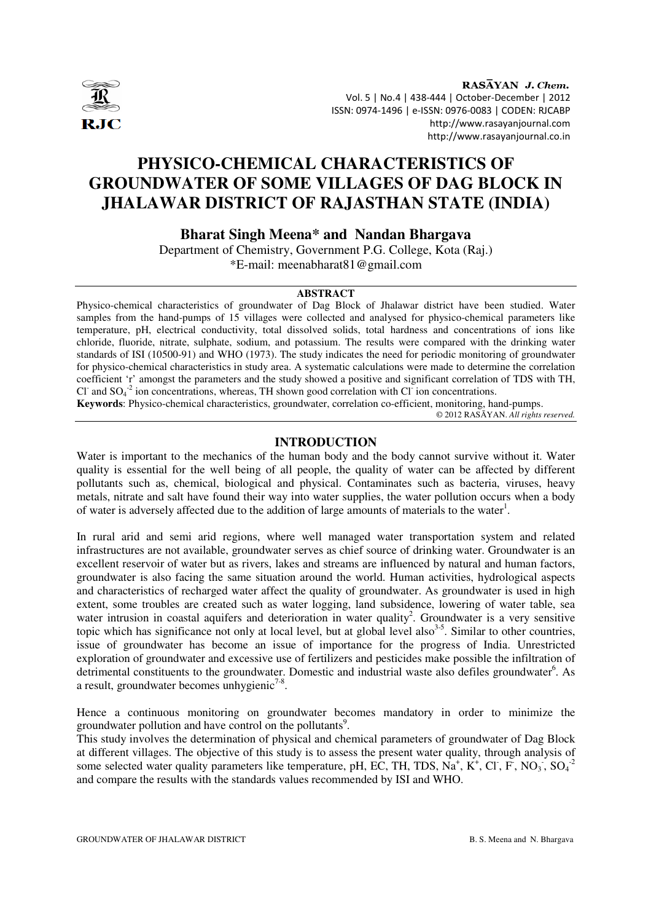# PHYSICO-CHEMICAL CHARACTERISTICS OF GROUNDWATER OF SOME VILLAGES OF DAG BLOCK IN JHALAWAR DISTRICT OF RAJASTHAN STATE (INDIA)

**Bharat Singh Meena\* and Nandan Bhargava**

Department of Chemistry, Government P.G. College, Kota (Raj.)

\*E-mail: meenabharat81@gmail.com

## ABSTRACT

Physico-chemical characteristics of groundwater of Dag Block of Jhalawar district have been studied. Water samples from the hand-pumps of 15 villages were collected and analysed for physico-chemical parameters like temperature, pH, electrical conductivity, total dissolved solids, total hardness and concentrations of ions like chloride, fluoride, nitrate, sulphate, sodium, and potassium. The results were compared with the drinking water standards of ISI (10500-91) and WHO (1973). The study indicates the need for periodic monitoring of groundwater for physico-chemical characteristics in study area. A systematic calculations were made to determine the correlation coefficient 'r' amongst the parameters and the study showed a positive and significant correlation of TDS with TH, $Cl^-$ and $SO_4^{-2}$ ion concentrations, whereas, TH shown good correlation with $Cl^-$ ion concentrations.

**Keywords**: Physico-chemical characteristics, groundwater, correlation co-efficient, monitoring, hand-pumps.

© 2012 RASĀYAN. *All rights reserved.*

## INTRODUCTION

Water is important to the mechanics of the human body and the body cannot survive without it. Water quality is essential for the well being of all people, the quality of water can be affected by different pollutants such as, chemical, biological and physical. Contaminates such as bacteria, viruses, heavy metals, nitrate and salt have found their way into water supplies, the water pollution occurs when a body of water is adversely affected due to the addition of large amounts of materials to the water[1].

In rural arid and semi arid regions, where well managed water transportation system and related infrastructures are not available, groundwater serves as chief source of drinking water. Groundwater is an excellent reservoir of water but as rivers, lakes and streams are influenced by natural and human factors, groundwater is also facing the same situation around the world. Human activities, hydrological aspects and characteristics of recharged water affect the quality of groundwater. As groundwater is used in high extent, some troubles are created such as water logging, land subsidence, lowering of water table, sea water intrusion in coastal aquifers and deterioration in water quality[2]. Groundwater is a very sensitive topic which has significance not only at local level, but at global level also[3-5]. Similar to other countries, issue of groundwater has become an issue of importance for the progress of India. Unrestricted exploration of groundwater and excessive use of fertilizers and pesticides make possible the infiltration of detrimental constituents to the groundwater. Domestic and industrial waste also defiles groundwater[6]. As a result, groundwater becomes unhygienic[7-8].

Hence a continuous monitoring on groundwater becomes mandatory in order to minimize the groundwater pollution and have control on the pollutants[9].

This study involves the determination of physical and chemical parameters of groundwater of Dag Block at different villages. The objective of this study is to assess the present water quality, through analysis of some selected water quality parameters like temperature, pH, EC, TH, TDS, $Na^+$, $K^+$, $Cl^-$, $F^-$, $NO_3^-$, $SO_4^{-2}$ and compare the results with the standards values recommended by ISI and WHO.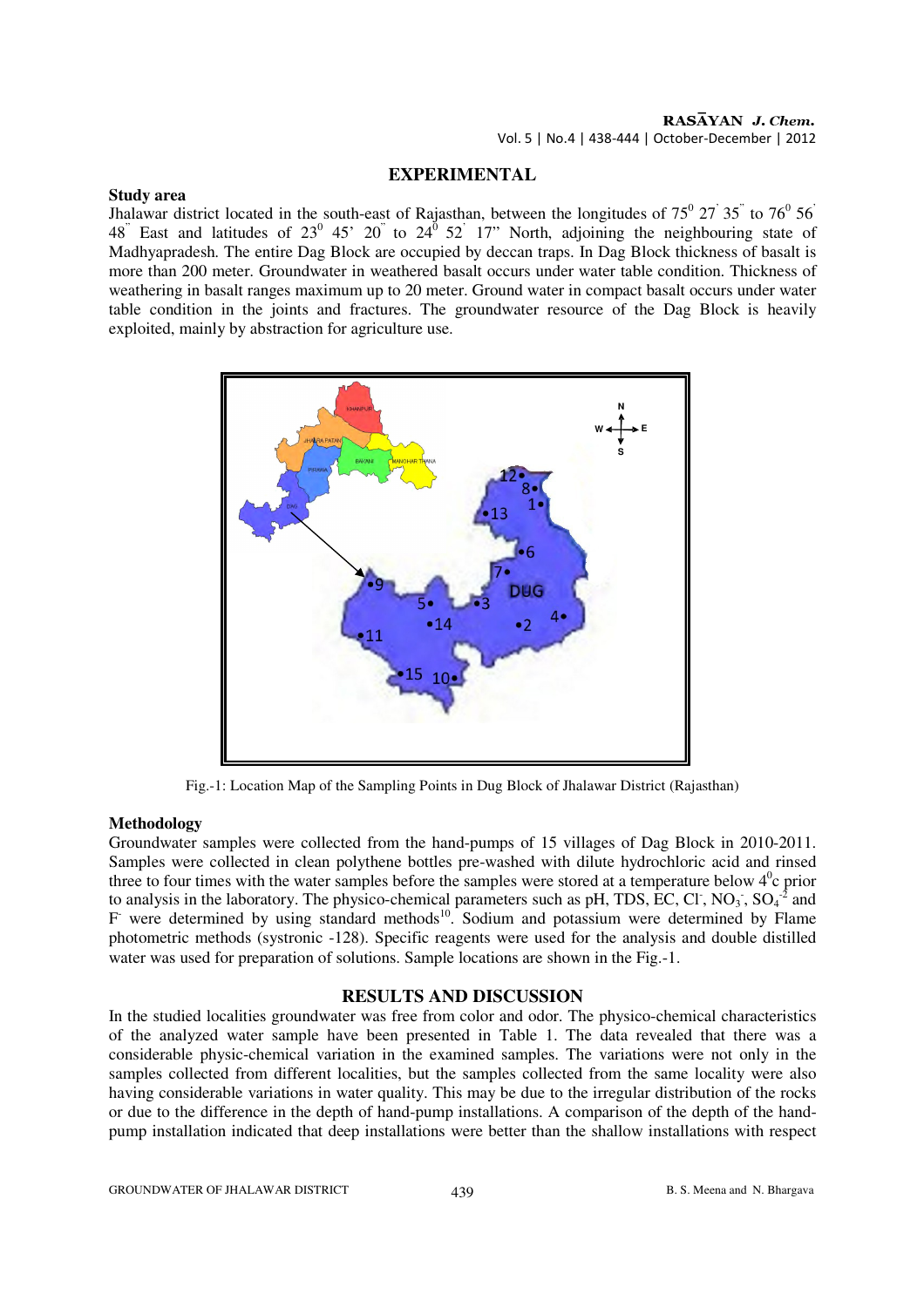## EXPERIMENTAL

### Study area

Jhalawar district located in the south-east of Rajasthan, between the longitudes of $75^0$ 27' 35" to $76^0$ 56' 48" East and latitudes of $23^0$ 45' 20" to $24^0$ 52' 17" North, adjoining the neighbouring state of Madhyapradesh. The entire Dag Block are occupied by deccan traps. In Dag Block thickness of basalt is more than 200 meter. Groundwater in weathered basalt occurs under water table condition. Thickness of weathering in basalt ranges maximum up to 20 meter. Ground water in compact basalt occurs under water table condition in the joints and fractures. The groundwater resource of the Dag Block is heavily exploited, mainly by abstraction for agriculture use.

Fig.-1: Location Map of the Sampling Points in Dug Block of Jhalawar District (Rajasthan)

### Methodology

Groundwater samples were collected from the hand-pumps of 15 villages of Dag Block in 2010-2011. Samples were collected in clean polythene bottles pre-washed with dilute hydrochloric acid and rinsed three to four times with the water samples before the samples were stored at a temperature below $4^0$c prior to analysis in the laboratory. The physico-chemical parameters such as pH, TDS, EC, $Cl^-$, $NO_3^-$, $SO_4^{-2}$ and $F^-$ were determined by using standard methods[10]. Sodium and potassium were determined by Flame photometric methods (systronic -128). Specific reagents were used for the analysis and double distilled water was used for preparation of solutions. Sample locations are shown in the Fig.-1.

## RESULTS AND DISCUSSION

In the studied localities groundwater was free from color and odor. The physico-chemical characteristics of the analyzed water sample have been presented in Table 1. The data revealed that there was a considerable physic-chemical variation in the examined samples. The variations were not only in the samples collected from different localities, but the samples collected from the same locality were also having considerable variations in water quality. This may be due to the irregular distribution of the rocks or due to the difference in the depth of hand-pump installations. A comparison of the depth of the hand-pump installation indicated that deep installations were better than the shallow installations with respect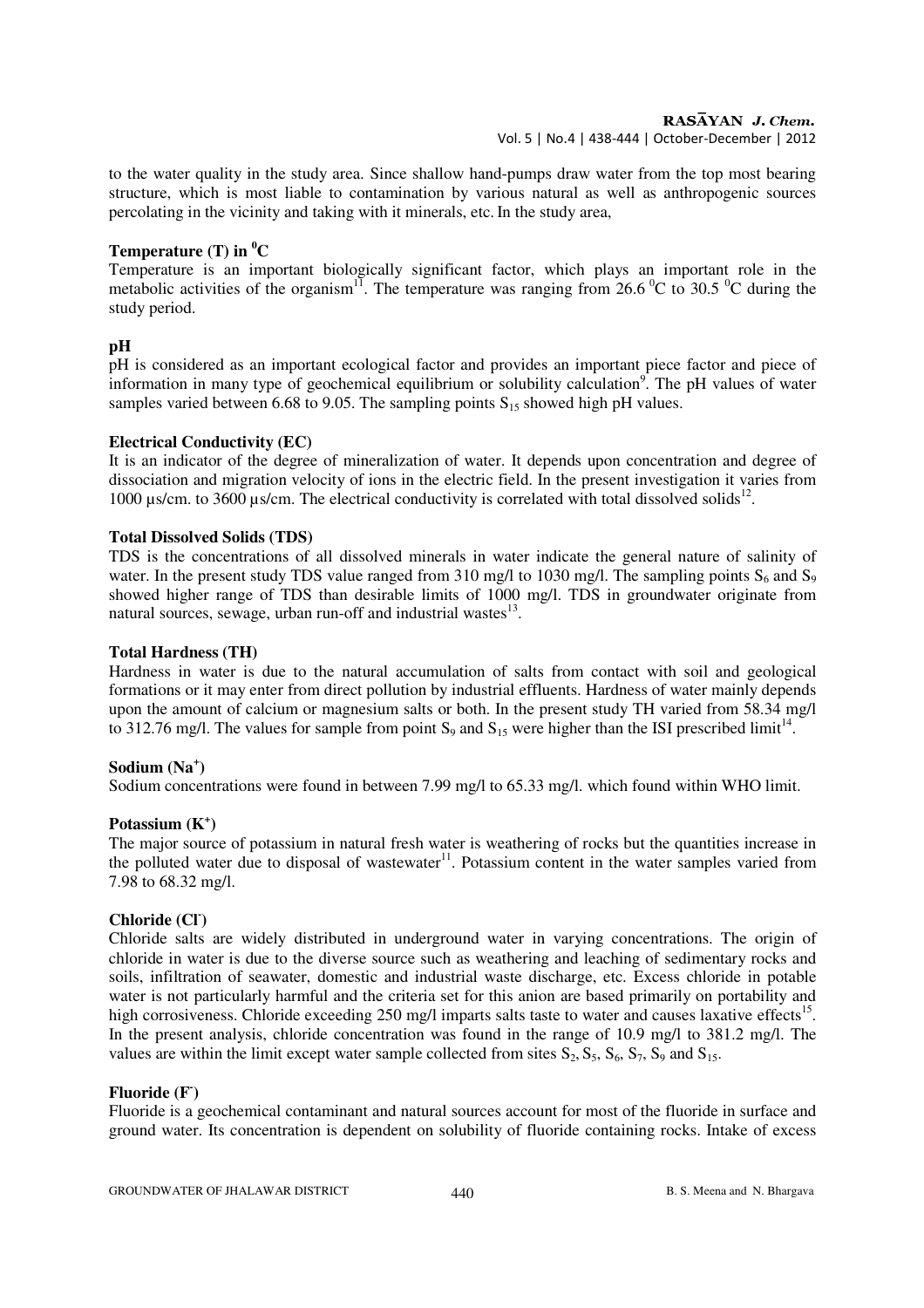to the water quality in the study area. Since shallow hand-pumps draw water from the top most bearing structure, which is most liable to contamination by various natural as well as anthropogenic sources percolating in the vicinity and taking with it minerals, etc. In the study area,

### Temperature (T) in $^0$C

Temperature is an important biologically significant factor, which plays an important role in the metabolic activities of the organism[11]. The temperature was ranging from 26.6 $^0$C to 30.5 $^0$C during the study period.

### pH

pH is considered as an important ecological factor and provides an important piece factor and piece of information in many type of geochemical equilibrium or solubility calculation[9]. The pH values of water samples varied between 6.68 to 9.05. The sampling points $S_{15}$ showed high pH values.

### Electrical Conductivity (EC)

It is an indicator of the degree of mineralization of water. It depends upon concentration and degree of dissociation and migration velocity of ions in the electric field. In the present investigation it varies from 1000 µs/cm. to 3600 µs/cm. The electrical conductivity is correlated with total dissolved solids[12].

### Total Dissolved Solids (TDS)

TDS is the concentrations of all dissolved minerals in water indicate the general nature of salinity of water. In the present study TDS value ranged from 310 mg/l to 1030 mg/l. The sampling points $S_6$ and $S_9$ showed higher range of TDS than desirable limits of 1000 mg/l. TDS in groundwater originate from natural sources, sewage, urban run-off and industrial wastes[13].

### Total Hardness (TH)

Hardness in water is due to the natural accumulation of salts from contact with soil and geological formations or it may enter from direct pollution by industrial effluents. Hardness of water mainly depends upon the amount of calcium or magnesium salts or both. In the present study TH varied from 58.34 mg/l to 312.76 mg/l. The values for sample from point $S_9$ and $S_{15}$ were higher than the ISI prescribed limit[14].

### Sodium ($Na^+$)

Sodium concentrations were found in between 7.99 mg/l to 65.33 mg/l. which found within WHO limit.

### Potassium ($K^+$)

The major source of potassium in natural fresh water is weathering of rocks but the quantities increase in the polluted water due to disposal of wastewater[11]. Potassium content in the water samples varied from 7.98 to 68.32 mg/l.

### Chloride ($Cl^-$)

Chloride salts are widely distributed in underground water in varying concentrations. The origin of chloride in water is due to the diverse source such as weathering and leaching of sedimentary rocks and soils, infiltration of seawater, domestic and industrial waste discharge, etc. Excess chloride in potable water is not particularly harmful and the criteria set for this anion are based primarily on portability and high corrosiveness. Chloride exceeding 250 mg/l imparts salts taste to water and causes laxative effects[15]. In the present analysis, chloride concentration was found in the range of 10.9 mg/l to 381.2 mg/l. The values are within the limit except water sample collected from sites $S_2$, $S_5$, $S_6$, $S_7$, $S_9$ and $S_{15}$.

### Fluoride ($F^-$)

Fluoride is a geochemical contaminant and natural sources account for most of the fluoride in surface and ground water. Its concentration is dependent on solubility of fluoride containing rocks. Intake of excess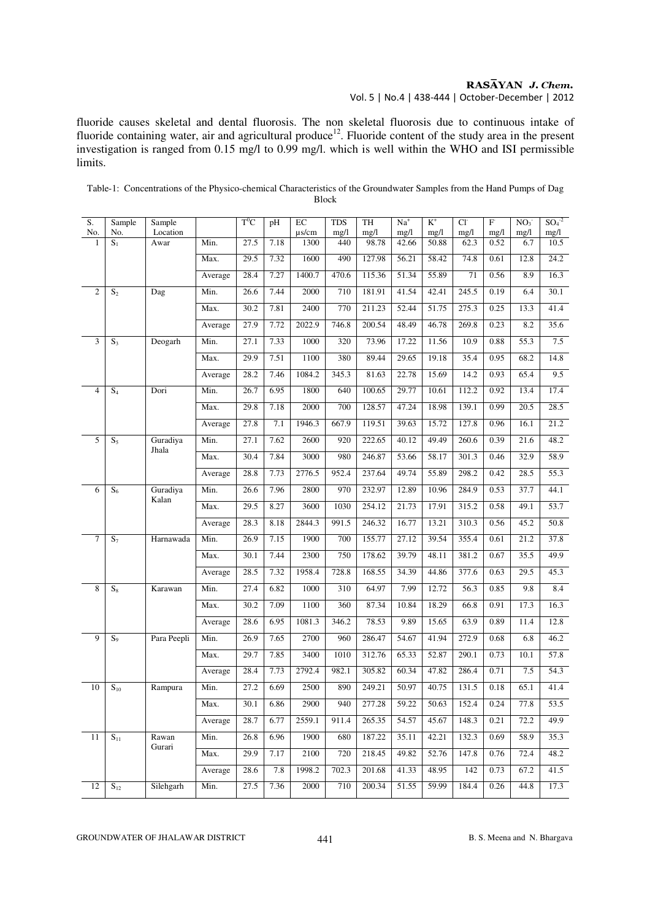fluoride causes skeletal and dental fluorosis. The non skeletal fluorosis due to continuous intake of fluoride containing water, air and agricultural produce[12]. Fluoride content of the study area in the present investigation is ranged from 0.15 mg/l to 0.99 mg/l. which is well within the WHO and ISI permissible limits.

Table-1: Concentrations of the Physico-chemical Characteristics of the Groundwater Samples from the Hand Pumps of Dag Block

| S. No. | Sample No. | Sample Location | | $T^0C$ | pH | EC μs/cm | TDS mg/l | TH mg/l | $Na^+$ mg/l | $K^+$ mg/l | $Cl^-$ mg/l | $F^-$ mg/l | $NO_3^-$ mg/l | $SO_4^{-2}$ mg/l |
|---|---|---|---|---|---|---|---|---|---|---|---|---|---|---|
| 1 | $S_1$ | Awar | Min. | 27.5 | 7.18 | 1300 | 440 | 98.78 | 42.66 | 50.88 | 62.3 | 0.52 | 6.7 | 10.5 |
| | | | Max. | 29.5 | 7.32 | 1600 | 490 | 127.98 | 56.21 | 58.42 | 74.8 | 0.61 | 12.8 | 24.2 |
| | | | Average | 28.4 | 7.27 | 1400.7 | 470.6 | 115.36 | 51.34 | 55.89 | 71 | 0.56 | 8.9 | 16.3 |
| 2 | $S_2$ | Dag | Min. | 26.6 | 7.44 | 2000 | 710 | 181.91 | 41.54 | 42.41 | 245.5 | 0.19 | 6.4 | 30.1 |
| | | | Max. | 30.2 | 7.81 | 2400 | 770 | 211.23 | 52.44 | 51.75 | 275.3 | 0.25 | 13.3 | 41.4 |
| | | | Average | 27.9 | 7.72 | 2022.9 | 746.8 | 200.54 | 48.49 | 46.78 | 269.8 | 0.23 | 8.2 | 35.6 |
| 3 | $S_3$ | Deogarh | Min. | 27.1 | 7.33 | 1000 | 320 | 73.96 | 17.22 | 11.56 | 10.9 | 0.88 | 55.3 | 7.5 |
| | | | Max. | 29.9 | 7.51 | 1100 | 380 | 89.44 | 29.65 | 19.18 | 35.4 | 0.95 | 68.2 | 14.8 |
| | | | Average | 28.2 | 7.46 | 1084.2 | 345.3 | 81.63 | 22.78 | 15.69 | 14.2 | 0.93 | 65.4 | 9.5 |
| 4 | $S_4$ | Dori | Min. | 26.7 | 6.95 | 1800 | 640 | 100.65 | 29.77 | 10.61 | 112.2 | 0.92 | 13.4 | 17.4 |
| | | | Max. | 29.8 | 7.18 | 2000 | 700 | 128.57 | 47.24 | 18.98 | 139.1 | 0.99 | 20.5 | 28.5 |
| | | | Average | 27.8 | 7.1 | 1946.3 | 667.9 | 119.51 | 39.63 | 15.72 | 127.8 | 0.96 | 16.1 | 21.2 |
| 5 | $S_5$ | Guradiya Jhala | Min. | 27.1 | 7.62 | 2600 | 920 | 222.65 | 40.12 | 49.49 | 260.6 | 0.39 | 21.6 | 48.2 |
| | | | Max. | 30.4 | 7.84 | 3000 | 980 | 246.87 | 53.66 | 58.17 | 301.3 | 0.46 | 32.9 | 58.9 |
| | | | Average | 28.8 | 7.73 | 2776.5 | 952.4 | 237.64 | 49.74 | 55.89 | 298.2 | 0.42 | 28.5 | 55.3 |
| 6 | $S_6$ | Guradiya Kalan | Min. | 26.6 | 7.96 | 2800 | 970 | 232.97 | 12.89 | 10.96 | 284.9 | 0.53 | 37.7 | 44.1 |
| | | | Max. | 29.5 | 8.27 | 3600 | 1030 | 254.12 | 21.73 | 17.91 | 315.2 | 0.58 | 49.1 | 53.7 |
| | | | Average | 28.3 | 8.18 | 2844.3 | 991.5 | 246.32 | 16.77 | 13.21 | 310.3 | 0.56 | 45.2 | 50.8 |
| 7 | $S_7$ | Harnawada | Min. | 26.9 | 7.15 | 1900 | 700 | 155.77 | 27.12 | 39.54 | 355.4 | 0.61 | 21.2 | 37.8 |
| | | | Max. | 30.1 | 7.44 | 2300 | 750 | 178.62 | 39.79 | 48.11 | 381.2 | 0.67 | 35.5 | 49.9 |
| | | | Average | 28.5 | 7.32 | 1958.4 | 728.8 | 168.55 | 34.39 | 44.86 | 377.6 | 0.63 | 29.5 | 45.3 |
| 8 | $S_8$ | Karawan | Min. | 27.4 | 6.82 | 1000 | 310 | 64.97 | 7.99 | 12.72 | 56.3 | 0.85 | 9.8 | 8.4 |
| | | | Max. | 30.2 | 7.09 | 1100 | 360 | 87.34 | 10.84 | 18.29 | 66.8 | 0.91 | 17.3 | 16.3 |
| | | | Average | 28.6 | 6.95 | 1081.3 | 346.2 | 78.53 | 9.89 | 15.65 | 63.9 | 0.89 | 11.4 | 12.8 |
| 9 | $S_9$ | Para Peepli | Min. | 26.9 | 7.65 | 2700 | 960 | 286.47 | 54.67 | 41.94 | 272.9 | 0.68 | 6.8 | 46.2 |
| | | | Max. | 29.7 | 7.85 | 3400 | 1010 | 312.76 | 65.33 | 52.87 | 290.1 | 0.73 | 10.1 | 57.8 |
| | | | Average | 28.4 | 7.73 | 2792.4 | 982.1 | 305.82 | 60.34 | 47.82 | 286.4 | 0.71 | 7.5 | 54.3 |
| 10 | $S_{10}$ | Rampura | Min. | 27.2 | 6.69 | 2500 | 890 | 249.21 | 50.97 | 40.75 | 131.5 | 0.18 | 65.1 | 41.4 |
| | | | Max. | 30.1 | 6.86 | 2900 | 940 | 277.28 | 59.22 | 50.63 | 152.4 | 0.24 | 77.8 | 53.5 |
| | | | Average | 28.7 | 6.77 | 2559.1 | 911.4 | 265.35 | 54.57 | 45.67 | 148.3 | 0.21 | 72.2 | 49.9 |
| 11 | $S_{11}$ | Rawan Gurari | Min. | 26.8 | 6.96 | 1900 | 680 | 187.22 | 35.11 | 42.21 | 132.3 | 0.69 | 58.9 | 35.3 |
| | | | Max. | 29.9 | 7.17 | 2100 | 720 | 218.45 | 49.82 | 52.76 | 147.8 | 0.76 | 72.4 | 48.2 |
| | | | Average | 28.6 | 7.8 | 1998.2 | 702.3 | 201.68 | 41.33 | 48.95 | 142 | 0.73 | 67.2 | 41.5 |
| 12 | $S_{12}$ | Silehgarh | Min. | 27.5 | 7.36 | 2000 | 710 | 200.34 | 51.55 | 59.99 | 184.4 | 0.26 | 44.8 | 17.3 |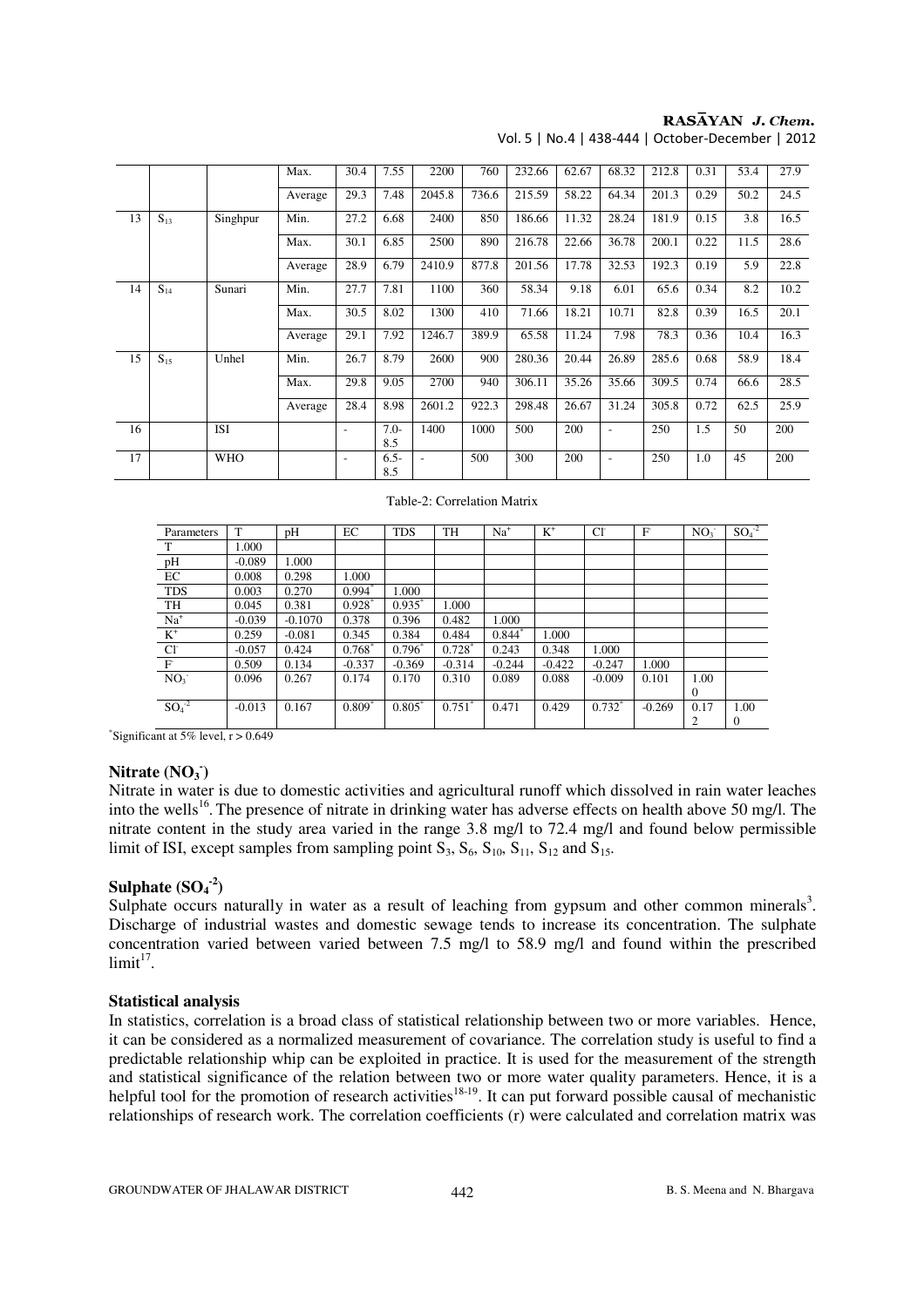|  |  |  | Max. | 30.4 | 7.55 | 2200 | 760 | 232.66 | 62.67 | 68.32 | 212.8 | 0.31 | 53.4 | 27.9 |
|---|---|---|---|---|---|---|---|---|---|---|---|---|---|---|
|  |  |  | Average | 29.3 | 7.48 | 2045.8 | 736.6 | 215.59 | 58.22 | 64.34 | 201.3 | 0.29 | 50.2 | 24.5 |
| 13 | $S_{13}$ | Singhpur | Min. | 27.2 | 6.68 | 2400 | 850 | 186.66 | 11.32 | 28.24 | 181.9 | 0.15 | 3.8 | 16.5 |
|  |  |  | Max. | 30.1 | 6.85 | 2500 | 890 | 216.78 | 22.66 | 36.78 | 200.1 | 0.22 | 11.5 | 28.6 |
|  |  |  | Average | 28.9 | 6.79 | 2410.9 | 877.8 | 201.56 | 17.78 | 32.53 | 192.3 | 0.19 | 5.9 | 22.8 |
| 14 | $S_{14}$ | Sunari | Min. | 27.7 | 7.81 | 1100 | 360 | 58.34 | 9.18 | 6.01 | 65.6 | 0.34 | 8.2 | 10.2 |
|  |  |  | Max. | 30.5 | 8.02 | 1300 | 410 | 71.66 | 18.21 | 10.71 | 82.8 | 0.39 | 16.5 | 20.1 |
|  |  |  | Average | 29.1 | 7.92 | 1246.7 | 389.9 | 65.58 | 11.24 | 7.98 | 78.3 | 0.36 | 10.4 | 16.3 |
| 15 | $S_{15}$ | Unhel | Min. | 26.7 | 8.79 | 2600 | 900 | 280.36 | 20.44 | 26.89 | 285.6 | 0.68 | 58.9 | 18.4 |
|  |  |  | Max. | 29.8 | 9.05 | 2700 | 940 | 306.11 | 35.26 | 35.66 | 309.5 | 0.74 | 66.6 | 28.5 |
|  |  |  | Average | 28.4 | 8.98 | 2601.2 | 922.3 | 298.48 | 26.67 | 31.24 | 305.8 | 0.72 | 62.5 | 25.9 |
| 16 |  | ISI |  | - | 7.0-8.5 | 1400 | 1000 | 500 | 200 | - | 250 | 1.5 | 50 | 200 |
| 17 |  | WHO |  | - | 6.5-8.5 | - | 500 | 300 | 200 | - | 250 | 1.0 | 45 | 200 |

Table-2: Correlation Matrix

| Parameters | T | pH | EC | TDS | TH | $Na^+$ | $K^+$ | $Cl^-$ | $F^-$ | $NO_3^-$ | $SO_4^{-2}$ |
|---|---|---|---|---|---|---|---|---|---|---|---|
| T | 1.000 |  |  |  |  |  |  |  |  |  |  |
| pH | -0.089 | 1.000 |  |  |  |  |  |  |  |  |  |
| EC | 0.008 | 0.298 | 1.000 |  |  |  |  |  |  |  |  |
| TDS | 0.003 | 0.270 | 0.994* | 1.000 |  |  |  |  |  |  |  |
| TH | 0.045 | 0.381 | 0.928* | 0.935* | 1.000 |  |  |  |  |  |  |
| $Na^+$ | -0.039 | -0.1070 | 0.378 | 0.396 | 0.482 | 1.000 |  |  |  |  |  |
| $K^+$ | 0.259 | -0.081 | 0.345 | 0.384 | 0.484 | 0.844* | 1.000 |  |  |  |  |
| $Cl^-$ | -0.057 | 0.424 | 0.768* | 0.796* | 0.728* | 0.243 | 0.348 | 1.000 |  |  |  |
| $F^-$ | 0.509 | 0.134 | -0.337 | -0.369 | -0.314 | -0.244 | -0.422 | -0.247 | 1.000 |  |  |
| $NO_3^-$ | 0.096 | 0.267 | 0.174 | 0.170 | 0.310 | 0.089 | 0.088 | -0.009 | 0.101 | 1.000 |  |
| $SO_4^{-2}$ | -0.013 | 0.167 | 0.809* | 0.805* | 0.751* | 0.471 | 0.429 | 0.732* | -0.269 | 0.172 | 1.000 |

*Significant at 5% level, $r > 0.649$

### Nitrate ($NO_3^-$)

Nitrate in water is due to domestic activities and agricultural runoff which dissolved in rain water leaches into the wells[16]. The presence of nitrate in drinking water has adverse effects on health above 50 mg/l. The nitrate content in the study area varied in the range 3.8 mg/l to 72.4 mg/l and found below permissible limit of ISI, except samples from sampling point $S_3$, $S_6$, $S_{10}$, $S_{11}$, $S_{12}$ and $S_{15}$.

### Sulphate ($SO_4^{-2}$)

Sulphate occurs naturally in water as a result of leaching from gypsum and other common minerals[3]. Discharge of industrial wastes and domestic sewage tends to increase its concentration. The sulphate concentration varied between varied between 7.5 mg/l to 58.9 mg/l and found within the prescribed limit[17].

### Statistical analysis

In statistics, correlation is a broad class of statistical relationship between two or more variables. Hence, it can be considered as a normalized measurement of covariance. The correlation study is useful to find a predictable relationship whip can be exploited in practice. It is used for the measurement of the strength and statistical significance of the relation between two or more water quality parameters. Hence, it is a helpful tool for the promotion of research activities[18-19]. It can put forward possible causal of mechanistic relationships of research work. The correlation coefficients (r) were calculated and correlation matrix was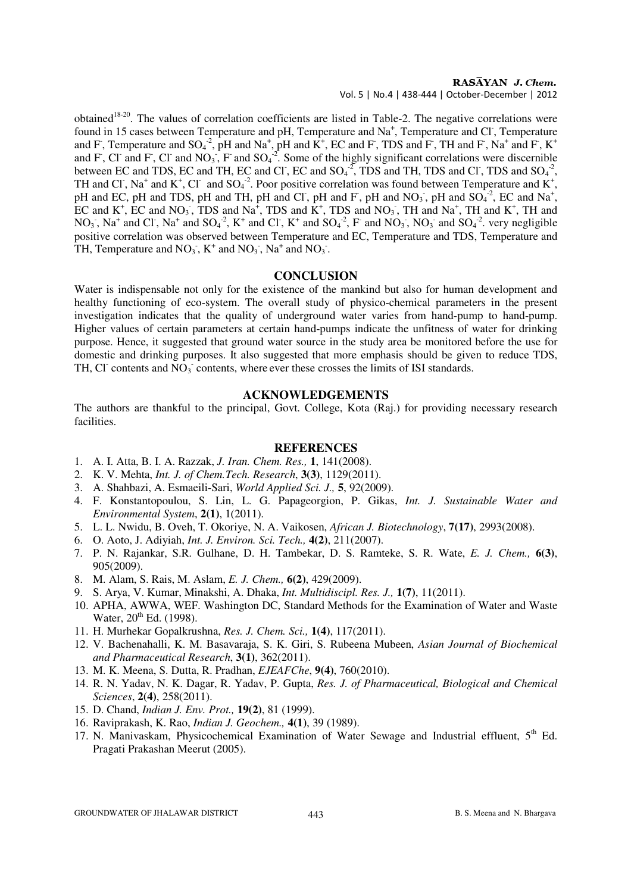obtained[18-20]. The values of correlation coefficients are listed in Table-2. The negative correlations were found in 15 cases between Temperature and pH, Temperature and $Na^+$, Temperature and $Cl^-$, Temperature and $F^-$, Temperature and $SO_4^{-2}$, pH and $Na^+$, pH and $K^+$, EC and $F^-$, TDS and $F^-$, TH and $F^-$, $Na^+$ and $F^-$, $K^+$ and $F^-$, $Cl^-$ and $F^-$, $Cl^-$ and $NO_3^-$, $F^-$ and $SO_4^{-2}$. Some of the highly significant correlations were discernible between EC and TDS, EC and TH, EC and $Cl^-$, EC and $SO_4^{-2}$, TDS and TH, TDS and $Cl^-$, TDS and $SO_4^{-2}$, TH and $Cl^-$, $Na^+$ and $K^+$, $Cl^-$ and $SO_4^{-2}$. Poor positive correlation was found between Temperature and $K^+$, pH and EC, pH and TDS, pH and TH, pH and $Cl^-$, pH and $F^-$, pH and $NO_3^-$, pH and $SO_4^{-2}$, EC and $Na^+$, EC and $K^+$, EC and $NO_3^-$, TDS and $Na^+$, TDS and $K^+$, TDS and $NO_3^-$, TH and $Na^+$, TH and $K^+$, TH and $NO_3^-$, $Na^+$ and $Cl^-$, $Na^+$ and $SO_4^{-2}$, $K^+$ and $Cl^-$, $K^+$ and $SO_4^{-2}$, $F^-$ and $NO_3^-$, $NO_3^-$ and $SO_4^{-2}$. very negligible positive correlation was observed between Temperature and EC, Temperature and TDS, Temperature and TH, Temperature and $NO_3^-$, $K^+$ and $NO_3^-$, $Na^+$ and $NO_3^-$.

## CONCLUSION

Water is indispensable not only for the existence of the mankind but also for human development and healthy functioning of eco-system. The overall study of physico-chemical parameters in the present investigation indicates that the quality of underground water varies from hand-pump to hand-pump. Higher values of certain parameters at certain hand-pumps indicate the unfitness of water for drinking purpose. Hence, it suggested that ground water source in the study area be monitored before the use for domestic and drinking purposes. It also suggested that more emphasis should be given to reduce TDS, TH, $Cl^-$ contents and $NO_3^-$ contents, where ever these crosses the limits of ISI standards.

## ACKNOWLEDGEMENTS

The authors are thankful to the principal, Govt. College, Kota (Raj.) for providing necessary research facilities.

## REFERENCES

1. A. I. Atta, B. I. A. Razzak, *J. Iran. Chem. Res.,* **1**, 141(2008).
2. K. V. Mehta, *Int. J. of Chem.Tech. Research*, **3(3)**, 1129(2011).
3. A. Shahbazi, A. Esmaeili-Sari, *World Applied Sci. J.,* **5**, 92(2009).
4. F. Konstantopoulou, S. Lin, L. G. Papageorgion, P. Gikas, *Int. J. Sustainable Water and Environmental System*, **2(1)**, 1(2011).
5. L. L. Nwidu, B. Oveh, T. Okoriye, N. A. Vaikosen, *African J. Biotechnology*, **7(17)**, 2993(2008).
6. O. Aoto, J. Adiyiah, *Int. J. Environ. Sci. Tech.,* **4(2)**, 211(2007).
7. P. N. Rajankar, S.R. Gulhane, D. H. Tambekar, D. S. Ramteke, S. R. Wate, *E. J. Chem.,* **6(3)**, 905(2009).
8. M. Alam, S. Rais, M. Aslam, *E. J. Chem.,* **6(2)**, 429(2009).
9. S. Arya, V. Kumar, Minakshi, A. Dhaka, *Int. Multidiscipl. Res. J.,* **1(7)**, 11(2011).
10. APHA, AWWA, WEF. Washington DC, Standard Methods for the Examination of Water and Waste Water, 20th Ed. (1998).
11. H. Murhekar Gopalkrushna, *Res. J. Chem. Sci.,* **1(4)**, 117(2011).
12. V. Bachenahalli, K. M. Basavaraja, S. K. Giri, S. Rubeena Mubeen, *Asian Journal of Biochemical and Pharmaceutical Research*, **3(1)**, 362(2011).
13. M. K. Meena, S. Dutta, R. Pradhan, *EJEAFChe*, **9(4)**, 760(2010).
14. R. N. Yadav, N. K. Dagar, R. Yadav, P. Gupta, *Res. J. of Pharmaceutical, Biological and Chemical Sciences*, **2(4)**, 258(2011).
15. D. Chand, *Indian J. Env. Prot.,* **19(2)**, 81 (1999).
16. Raviprakash, K. Rao, *Indian J. Geochem.,* **4(1)**, 39 (1989).
17. N. Manivaskam, Physicochemical Examination of Water Sewage and Industrial effluent, 5th Ed. Pragati Prakashan Meerut (2005).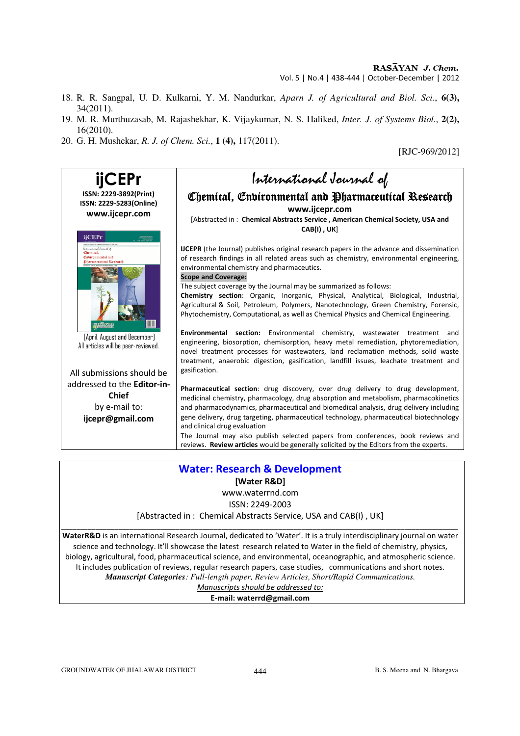18. R. R. Sangpal, U. D. Kulkarni, Y. M. Nandurkar, *Aparn J. of Agricultural and Biol. Sci.*, **6(3),** 34(2011).
19. M. R. Murthuzasab, M. Rajashekhar, K. Vijaykumar, N. S. Haliked, *Inter. J. of Systems Biol.*, **2(2),** 16(2010).
20. G. H. Mushekar, *R. J. of Chem. Sci.*, **1 (4),** 117(2011).

[RJC-969/2012]

# ijCEPr

**ISSN: 2229-3892(Print)**
**ISSN: 2229-5283(Online)**
**www.ijcepr.com**

[April, August and December]
All articles will be peer-reviewed.

All submissions should be addressed to the **Editor-in-Chief** by e-mail to: **ijcepr@gmail.com**

## International Journal of Chemical, Environmental and Pharmaceutical Research

**www.ijcepr.com**

[Abstracted in : **Chemical Abstracts Service , American Chemical Society, USA and CAB(I) , UK**]

**IJCEPR** (the Journal) publishes original research papers in the advance and dissemination of research findings in all related areas such as chemistry, environmental engineering, environmental chemistry and pharmaceutics.

**Scope and Coverage:**

The subject coverage by the Journal may be summarized as follows:

**Chemistry section**: Organic, Inorganic, Physical, Analytical, Biological, Industrial, Agricultural & Soil, Petroleum, Polymers, Nanotechnology, Green Chemistry, Forensic, Phytochemistry, Computational, as well as Chemical Physics and Chemical Engineering.

**Environmental section:** Environmental chemistry, wastewater treatment and engineering, biosorption, chemisorption, heavy metal remediation, phytoremediation, novel treatment processes for wastewaters, land reclamation methods, solid waste treatment, anaerobic digestion, gasification, landfill issues, leachate treatment and gasification.

**Pharmaceutical section**: drug discovery, over drug delivery to drug development, medicinal chemistry, pharmacology, drug absorption and metabolism, pharmacokinetics and pharmacodynamics, pharmaceutical and biomedical analysis, drug delivery including gene delivery, drug targeting, pharmaceutical technology, pharmaceutical biotechnology and clinical drug evaluation

The Journal may also publish selected papers from conferences, book reviews and reviews. **Review articles** would be generally solicited by the Editors from the experts.

## Water: Research & Development

**[Water R&D]**

www.waterrnd.com

ISSN: 2249-2003

[Abstracted in : Chemical Abstracts Service, USA and CAB(I) , UK]

**WaterR&D** is an international Research Journal, dedicated to 'Water'. It is a truly interdisciplinary journal on water science and technology. It'll showcase the latest research related to Water in the field of chemistry, physics, biology, agricultural, food, pharmaceutical science, and environmental, oceanographic, and atmospheric science. It includes publication of reviews, regular research papers, case studies, communications and short notes.

***Manuscript Categories****: Full-length paper, Review Articles, Short/Rapid Communications.*

*Manuscripts should be addressed to:*

**E-mail: waterrd@gmail.com**